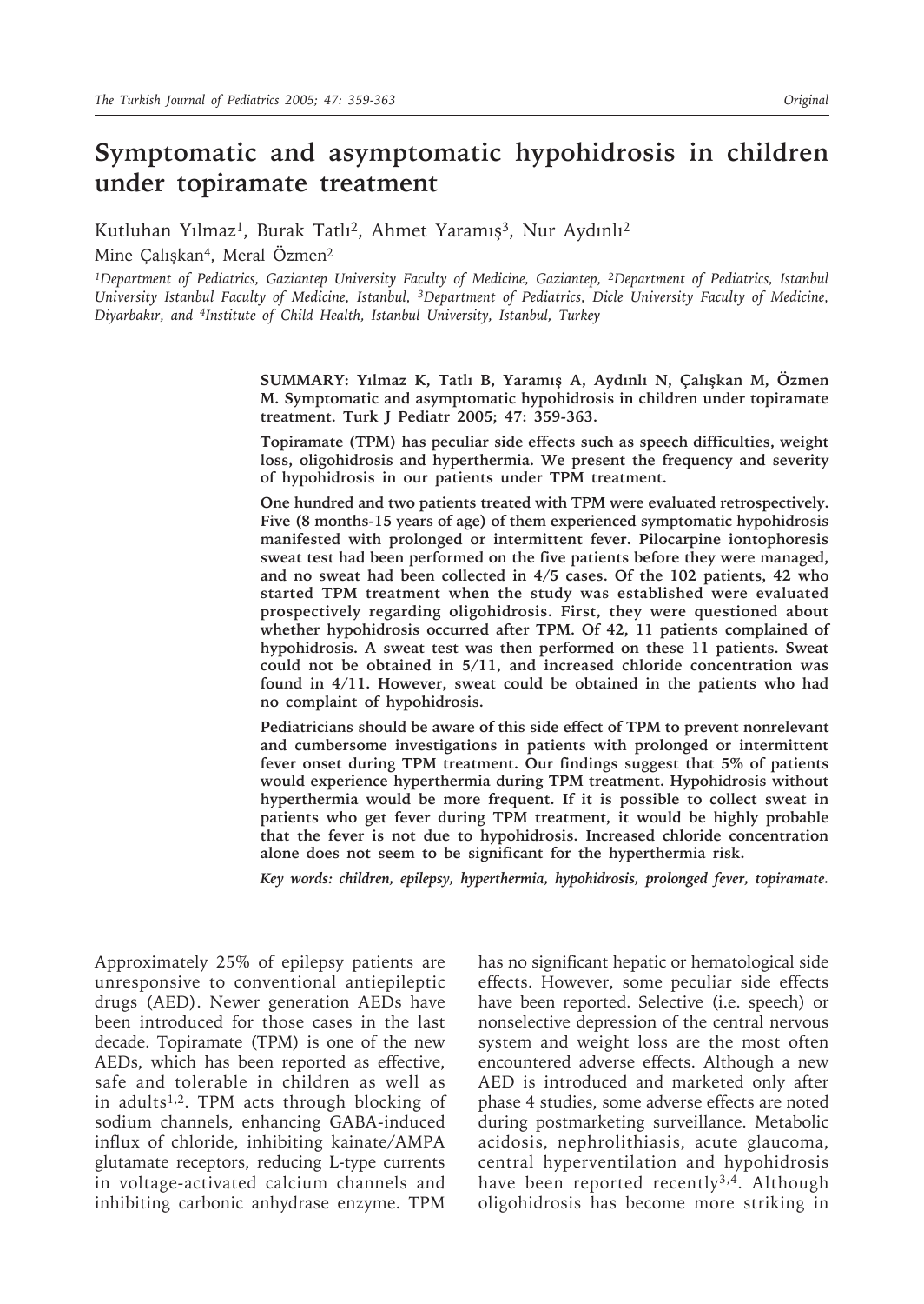Original

# Symptomatic and asymptomatic hypohidrosis in children under topiramate treatment

Kutluhan Yılmaz[1], Burak Tatlı[2], Ahmet Yaramış[3], Nur Aydınlı[2]
Mine Çalışkan[4], Meral Özmen[2]

*[1]Department of Pediatrics, Gaziantep University Faculty of Medicine, Gaziantep, [2]Department of Pediatrics, Istanbul University Istanbul Faculty of Medicine, Istanbul, [3]Department of Pediatrics, Dicle University Faculty of Medicine, Diyarbakır, and [4]Institute of Child Health, Istanbul University, Istanbul, Turkey*

**SUMMARY: Yılmaz K, Tatlı B, Yaramış A, Aydınlı N, Çalışkan M, Özmen M. Symptomatic and asymptomatic hypohidrosis in children under topiramate treatment. Turk J Pediatr 2005; 47: 359-363.**

**Topiramate (TPM) has peculiar side effects such as speech difficulties, weight loss, oligohidrosis and hyperthermia. We present the frequency and severity of hypohidrosis in our patients under TPM treatment.**

**One hundred and two patients treated with TPM were evaluated retrospectively. Five (8 months-15 years of age) of them experienced symptomatic hypohidrosis manifested with prolonged or intermittent fever. Pilocarpine iontophoresis sweat test had been performed on the five patients before they were managed, and no sweat had been collected in 4/5 cases. Of the 102 patients, 42 who started TPM treatment when the study was established were evaluated prospectively regarding oligohidrosis. First, they were questioned about whether hypohidrosis occurred after TPM. Of 42, 11 patients complained of hypohidrosis. A sweat test was then performed on these 11 patients. Sweat could not be obtained in 5/11, and increased chloride concentration was found in 4/11. However, sweat could be obtained in the patients who had no complaint of hypohidrosis.**

**Pediatricians should be aware of this side effect of TPM to prevent nonrelevant and cumbersome investigations in patients with prolonged or intermittent fever onset during TPM treatment. Our findings suggest that 5% of patients would experience hyperthermia during TPM treatment. Hypohidrosis without hyperthermia would be more frequent. If it is possible to collect sweat in patients who get fever during TPM treatment, it would be highly probable that the fever is not due to hypohidrosis. Increased chloride concentration alone does not seem to be significant for the hyperthermia risk.**

***Key words: children, epilepsy, hyperthermia, hypohidrosis, prolonged fever, topiramate.***

Approximately 25% of epilepsy patients are unresponsive to conventional antiepileptic drugs (AED). Newer generation AEDs have been introduced for those cases in the last decade. Topiramate (TPM) is one of the new AEDs, which has been reported as effective, safe and tolerable in children as well as in adults[1,2]. TPM acts through blocking of sodium channels, enhancing GABA-induced influx of chloride, inhibiting kainate/AMPA glutamate receptors, reducing L-type currents in voltage-activated calcium channels and inhibiting carbonic anhydrase enzyme. TPM has no significant hepatic or hematological side effects. However, some peculiar side effects have been reported. Selective (i.e. speech) or nonselective depression of the central nervous system and weight loss are the most often encountered adverse effects. Although a new AED is introduced and marketed only after phase 4 studies, some adverse effects are noted during postmarketing surveillance. Metabolic acidosis, nephrolithiasis, acute glaucoma, central hyperventilation and hypohidrosis have been reported recently[3,4]. Although oligohidrosis has become more striking in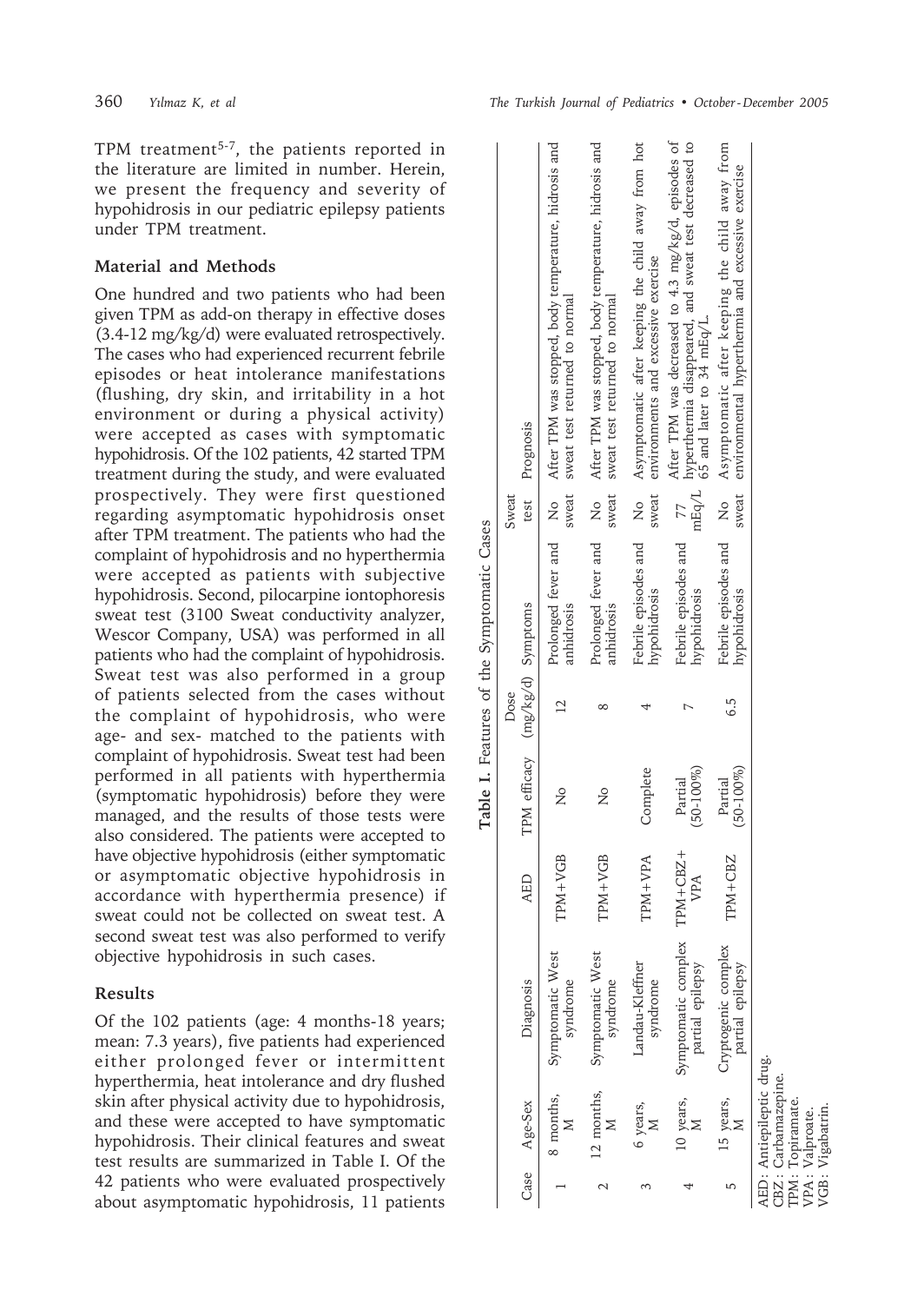TPM treatment[5-7], the patients reported in the literature are limited in number. Herein, we present the frequency and severity of hypohidrosis in our pediatric epilepsy patients under TPM treatment.

## Material and Methods

One hundred and two patients who had been given TPM as add-on therapy in effective doses (3.4-12 mg/kg/d) were evaluated retrospectively. The cases who had experienced recurrent febrile episodes or heat intolerance manifestations (flushing, dry skin, and irritability in a hot environment or during a physical activity) were accepted as cases with symptomatic hypohidrosis. Of the 102 patients, 42 started TPM treatment during the study, and were evaluated prospectively. They were first questioned regarding asymptomatic hypohidrosis onset after TPM treatment. The patients who had the complaint of hypohidrosis and no hyperthermia were accepted as patients with subjective hypohidrosis. Second, pilocarpine iontophoresis sweat test (3100 Sweat conductivity analyzer, Wescor Company, USA) was performed in all patients who had the complaint of hypohidrosis. Sweat test was also performed in a group of patients selected from the cases without the complaint of hypohidrosis, who were age- and sex- matched to the patients with complaint of hypohidrosis. Sweat test had been performed in all patients with hyperthermia (symptomatic hypohidrosis) before they were managed, and the results of those tests were also considered. The patients were accepted to have objective hypohidrosis (either symptomatic or asymptomatic objective hypohidrosis in accordance with hyperthermia presence) if sweat could not be collected on sweat test. A second sweat test was also performed to verify objective hypohidrosis in such cases.

## Results

Of the 102 patients (age: 4 months-18 years; mean: 7.3 years), five patients had experienced either prolonged fever or intermittent hyperthermia, heat intolerance and dry flushed skin after physical activity due to hypohidrosis, and these were accepted to have symptomatic hypohidrosis. Their clinical features and sweat test results are summarized in Table I. Of the 42 patients who were evaluated prospectively about asymptomatic hypohidrosis, 11 patients

**Table I.** Features of the Symptomatic Cases

| Case | Age-Sex | Diagnosis | AED | TPM efficacy | Dose (mg/kg/d) | Symptoms | Sweat test | Prognosis |
|---|---|---|---|---|---|---|---|---|
| 1 | 8 months, M | Symptomatic West syndrome | TPM+VGB | No | 12 | Prolonged fever and anhidrosis | No sweat | After TPM was stopped, body temperature, hidrosis and sweat test returned to normal |
| 2 | 12 months, M | Symptomatic West syndrome | TPM+VGB | No | 8 | Prolonged fever and anhidrosis | No sweat | After TPM was stopped, body temperature, hidrosis and sweat test returned to normal |
| 3 | 6 years, M | Landau-Kleffner syndrome | TPM+VPA | Complete | 4 | Febrile episodes and hypohidrosis | No sweat | Asymptomatic after keeping the child away from hot environments and excessive exercise |
| 4 | 10 years, M | Symptomatic complex partial epilepsy | TPM+CBZ+VPA | Partial (50-100%) | 7 | Febrile episodes and hypohidrosis | 77 mEq/L | After TPM was decreased to 4.3 mg/kg/d, episodes of hyperthermia disappeared, and sweat test decreased to 65 and later to 34 mEq/L |
| 5 | 15 years, M | Cryptogenic complex partial epilepsy | TPM+CBZ | Partial (50-100%) | 6.5 | Febrile episodes and hypohidrosis | No sweat | Asymptomatic after keeping the child away from environmental hyperthermia and excessive exercise |

AED: Antiepileptic drug.
CBZ: Carbamazepine.
TPM: Topiramate.
VPA: Valproate.
VGB: Vigabatrin.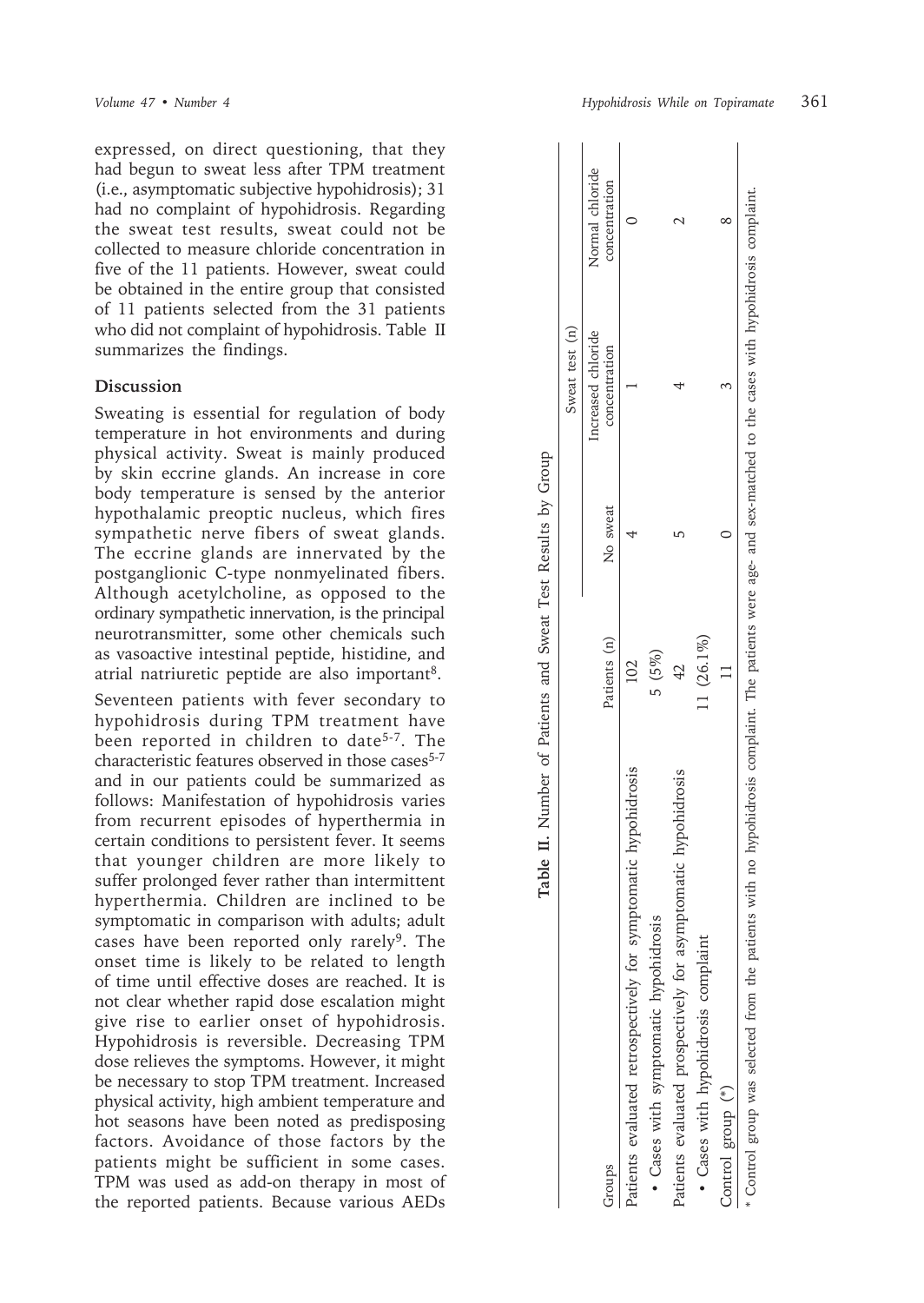expressed, on direct questioning, that they had begun to sweat less after TPM treatment (i.e., asymptomatic subjective hypohidrosis); 31 had no complaint of hypohidrosis. Regarding the sweat test results, sweat could not be collected to measure chloride concentration in five of the 11 patients. However, sweat could be obtained in the entire group that consisted of 11 patients selected from the 31 patients who did not complaint of hypohidrosis. Table II summarizes the findings.

## Discussion

Sweating is essential for regulation of body temperature in hot environments and during physical activity. Sweat is mainly produced by skin eccrine glands. An increase in core body temperature is sensed by the anterior hypothalamic preoptic nucleus, which fires sympathetic nerve fibers of sweat glands. The eccrine glands are innervated by the postganglionic C-type nonmyelinated fibers. Although acetylcholine, as opposed to the ordinary sympathetic innervation, is the principal neurotransmitter, some other chemicals such as vasoactive intestinal peptide, histidine, and atrial natriuretic peptide are also important[8].

Seventeen patients with fever secondary to hypohidrosis during TPM treatment have been reported in children to date[5-7]. The characteristic features observed in those cases[5-7] and in our patients could be summarized as follows: Manifestation of hypohidrosis varies from recurrent episodes of hyperthermia in certain conditions to persistent fever. It seems that younger children are more likely to suffer prolonged fever rather than intermittent hyperthermia. Children are inclined to be symptomatic in comparison with adults; adult cases have been reported only rarely[9]. The onset time is likely to be related to length of time until effective doses are reached. It is not clear whether rapid dose escalation might give rise to earlier onset of hypohidrosis. Hypohidrosis is reversible. Decreasing TPM dose relieves the symptoms. However, it might be necessary to stop TPM treatment. Increased physical activity, high ambient temperature and hot seasons have been noted as predisposing factors. Avoidance of those factors by the patients might be sufficient in some cases. TPM was used as add-on therapy in most of the reported patients. Because various AEDs

**Table II.** Number of Patients and Sweat Test Results by Group

| Groups | Patients (n) | Sweat test (n) | | |
|---|---|---|---|---|
| | | No sweat | Increased chloride concentration | Normal chloride concentration |
| Patients evaluated retrospectively for symptomatic hypohidrosis | 102 | | | |
| • Cases with symptomatic hypohidrosis | 5 (5%) | 4 | 1 | 0 |
| Patients evaluated prospectively for asymptomatic hypohidrosis | 42 | | | |
| • Cases with hypohidrosis complaint | 11 (26.1%) | 5 | 4 | 2 |
| Control group (*) | 11 | 0 | 3 | 8 |

\* Control group was selected from the patients with no hypohidrosis complaint. The patients were age- and sex-matched to the cases with hypohidrosis complaint.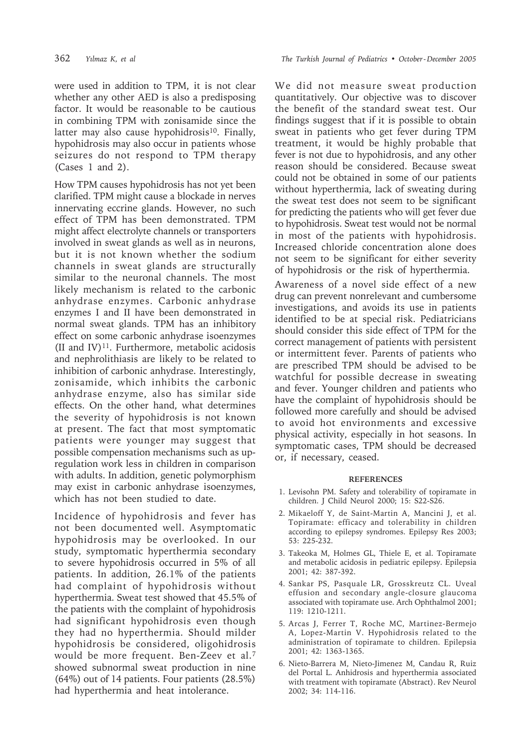were used in addition to TPM, it is not clear whether any other AED is also a predisposing factor. It would be reasonable to be cautious in combining TPM with zonisamide since the latter may also cause hypohidrosis[10]. Finally, hypohidrosis may also occur in patients whose seizures do not respond to TPM therapy (Cases 1 and 2).

How TPM causes hypohidrosis has not yet been clarified. TPM might cause a blockade in nerves innervating eccrine glands. However, no such effect of TPM has been demonstrated. TPM might affect electrolyte channels or transporters involved in sweat glands as well as in neurons, but it is not known whether the sodium channels in sweat glands are structurally similar to the neuronal channels. The most likely mechanism is related to the carbonic anhydrase enzymes. Carbonic anhydrase enzymes I and II have been demonstrated in normal sweat glands. TPM has an inhibitory effect on some carbonic anhydrase isoenzymes (II and IV)[11]. Furthermore, metabolic acidosis and nephrolithiasis are likely to be related to inhibition of carbonic anhydrase. Interestingly, zonisamide, which inhibits the carbonic anhydrase enzyme, also has similar side effects. On the other hand, what determines the severity of hypohidrosis is not known at present. The fact that most symptomatic patients were younger may suggest that possible compensation mechanisms such as up-regulation work less in children in comparison with adults. In addition, genetic polymorphism may exist in carbonic anhydrase isoenzymes, which has not been studied to date.

Incidence of hypohidrosis and fever has not been documented well. Asymptomatic hypohidrosis may be overlooked. In our study, symptomatic hyperthermia secondary to severe hypohidrosis occurred in 5% of all patients. In addition, 26.1% of the patients had complaint of hypohidrosis without hyperthermia. Sweat test showed that 45.5% of the patients with the complaint of hypohidrosis had significant hypohidrosis even though they had no hyperthermia. Should milder hypohidrosis be considered, oligohidrosis would be more frequent. Ben-Zeev et al.[7] showed subnormal sweat production in nine (64%) out of 14 patients. Four patients (28.5%) had hyperthermia and heat intolerance.

We did not measure sweat production quantitatively. Our objective was to discover the benefit of the standard sweat test. Our findings suggest that if it is possible to obtain sweat in patients who get fever during TPM treatment, it would be highly probable that fever is not due to hypohidrosis, and any other reason should be considered. Because sweat could not be obtained in some of our patients without hyperthermia, lack of sweating during the sweat test does not seem to be significant for predicting the patients who will get fever due to hypohidrosis. Sweat test would not be normal in most of the patients with hypohidrosis. Increased chloride concentration alone does not seem to be significant for either severity of hypohidrosis or the risk of hyperthermia.

Awareness of a novel side effect of a new drug can prevent nonrelevant and cumbersome investigations, and avoids its use in patients identified to be at special risk. Pediatricians should consider this side effect of TPM for the correct management of patients with persistent or intermittent fever. Parents of patients who are prescribed TPM should be advised to be watchful for possible decrease in sweating and fever. Younger children and patients who have the complaint of hypohidrosis should be followed more carefully and should be advised to avoid hot environments and excessive physical activity, especially in hot seasons. In symptomatic cases, TPM should be decreased or, if necessary, ceased.

## REFERENCES

1. Levisohn PM. Safety and tolerability of topiramate in children. J Child Neurol 2000; 15: S22-S26.
2. Mikaeloff Y, de Saint-Martin A, Mancini J, et al. Topiramate: efficacy and tolerability in children according to epilepsy syndromes. Epilepsy Res 2003; 53: 225-232.
3. Takeoka M, Holmes GL, Thiele E, et al. Topiramate and metabolic acidosis in pediatric epilepsy. Epilepsia 2001; 42: 387-392.
4. Sankar PS, Pasquale LR, Grosskreutz CL. Uveal effusion and secondary angle-closure glaucoma associated with topiramate use. Arch Ophthalmol 2001; 119: 1210-1211.
5. Arcas J, Ferrer T, Roche MC, Martinez-Bermejo A, Lopez-Martin V. Hypohidrosis related to the administration of topiramate to children. Epilepsia 2001; 42: 1363-1365.
6. Nieto-Barrera M, Nieto-Jimenez M, Candau R, Ruiz del Portal L. Anhidrosis and hyperthermia associated with treatment with topiramate (Abstract). Rev Neurol 2002; 34: 114-116.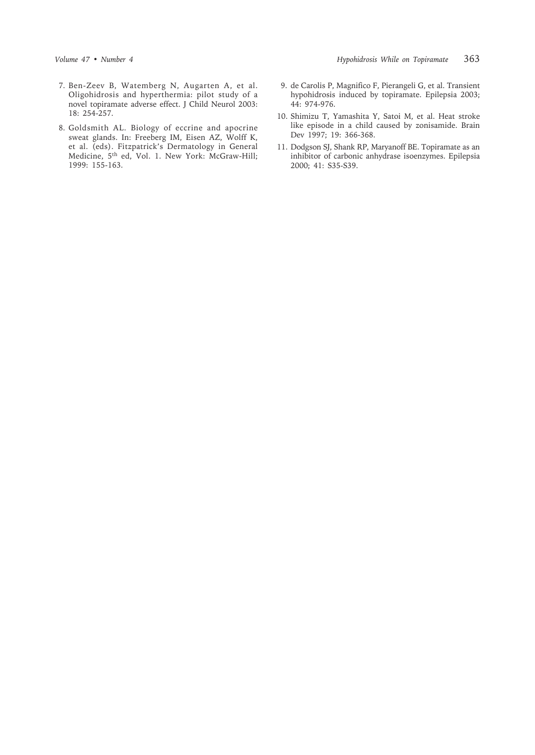7. Ben-Zeev B, Watemberg N, Augarten A, et al. Oligohidrosis and hyperthermia: pilot study of a novel topiramate adverse effect. J Child Neurol 2003: 18: 254-257.

8. Goldsmith AL. Biology of eccrine and apocrine sweat glands. In: Freeberg IM, Eisen AZ, Wolff K, et al. (eds). Fitzpatrick's Dermatology in General Medicine, 5th ed, Vol. 1. New York: McGraw-Hill; 1999: 155-163.

9. de Carolis P, Magnifico F, Pierangeli G, et al. Transient hypohidrosis induced by topiramate. Epilepsia 2003; 44: 974-976.

10. Shimizu T, Yamashita Y, Satoi M, et al. Heat stroke like episode in a child caused by zonisamide. Brain Dev 1997; 19: 366-368.

11. Dodgson SJ, Shank RP, Maryanoff BE. Topiramate as an inhibitor of carbonic anhydrase isoenzymes. Epilepsia 2000; 41: S35-S39.